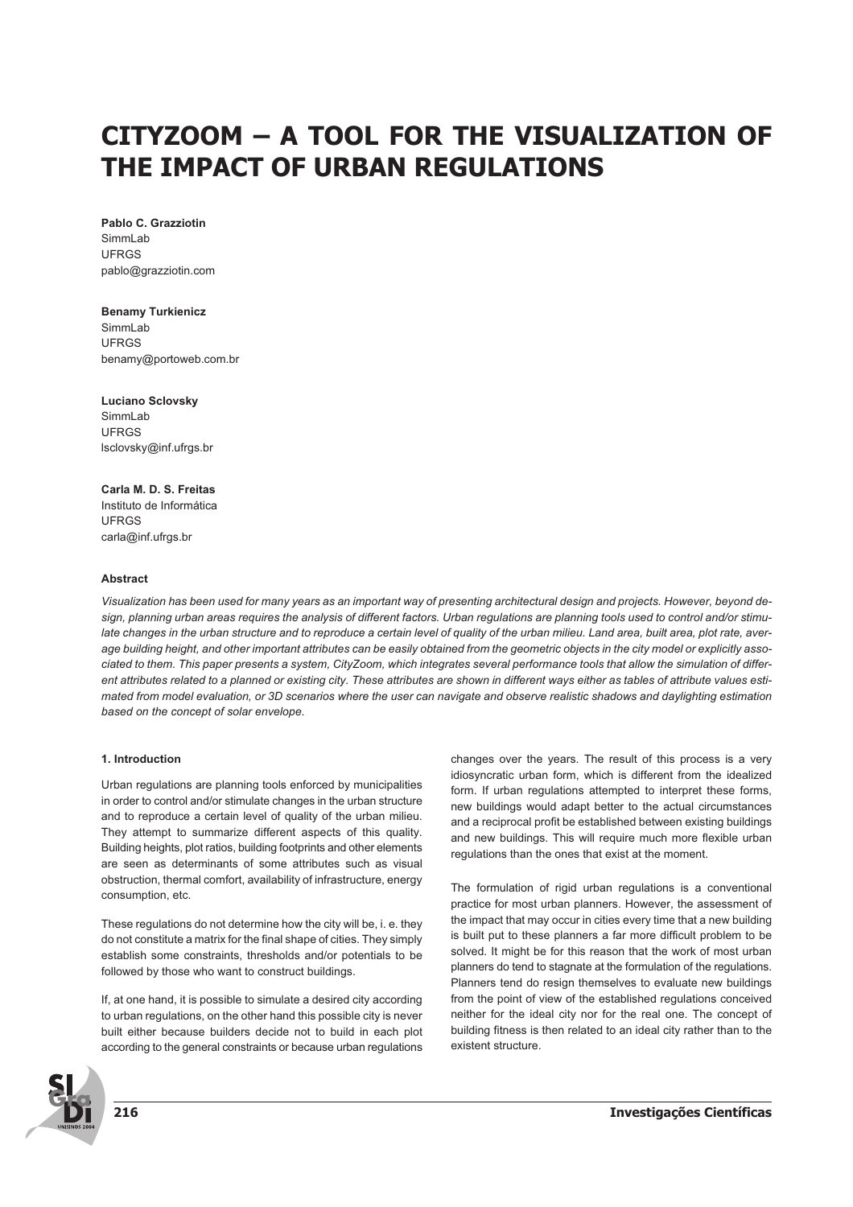# CITYZOOM – A TOOL FOR THE VISUALIZATION OF THE IMPACT OF URBAN REGULATIONS

**Pablo C. Grazziotin**
SimmLab
UFRGS
pablo@grazziotin.com

**Benamy Turkienicz**
SimmLab
UFRGS
benamy@portoweb.com.br

**Luciano Sclovsky**
SimmLab
UFRGS
lsclovsky@inf.ufrgs.br

**Carla M. D. S. Freitas**
Instituto de Informática
UFRGS
carla@inf.ufrgs.br

**Abstract**

*Visualization has been used for many years as an important way of presenting architectural design and projects. However, beyond design, planning urban areas requires the analysis of different factors. Urban regulations are planning tools used to control and/or stimulate changes in the urban structure and to reproduce a certain level of quality of the urban milieu. Land area, built area, plot rate, average building height, and other important attributes can be easily obtained from the geometric objects in the city model or explicitly associated to them. This paper presents a system, CityZoom, which integrates several performance tools that allow the simulation of different attributes related to a planned or existing city. These attributes are shown in different ways either as tables of attribute values estimated from model evaluation, or 3D scenarios where the user can navigate and observe realistic shadows and daylighting estimation based on the concept of solar envelope.*

**1. Introduction**

Urban regulations are planning tools enforced by municipalities in order to control and/or stimulate changes in the urban structure and to reproduce a certain level of quality of the urban milieu. They attempt to summarize different aspects of this quality. Building heights, plot ratios, building footprints and other elements are seen as determinants of some attributes such as visual obstruction, thermal comfort, availability of infrastructure, energy consumption, etc.

These regulations do not determine how the city will be, i. e. they do not constitute a matrix for the final shape of cities. They simply establish some constraints, thresholds and/or potentials to be followed by those who want to construct buildings.

If, at one hand, it is possible to simulate a desired city according to urban regulations, on the other hand this possible city is never built either because builders decide not to build in each plot according to the general constraints or because urban regulations changes over the years. The result of this process is a very idiosyncratic urban form, which is different from the idealized form. If urban regulations attempted to interpret these forms, new buildings would adapt better to the actual circumstances and a reciprocal profit be established between existing buildings and new buildings. This will require much more flexible urban regulations than the ones that exist at the moment.

The formulation of rigid urban regulations is a conventional practice for most urban planners. However, the assessment of the impact that may occur in cities every time that a new building is built put to these planners a far more difficult problem to be solved. It might be for this reason that the work of most urban planners do tend to stagnate at the formulation of the regulations. Planners tend do resign themselves to evaluate new buildings from the point of view of the established regulations conceived neither for the ideal city nor for the real one. The concept of building fitness is then related to an ideal city rather than to the existent structure.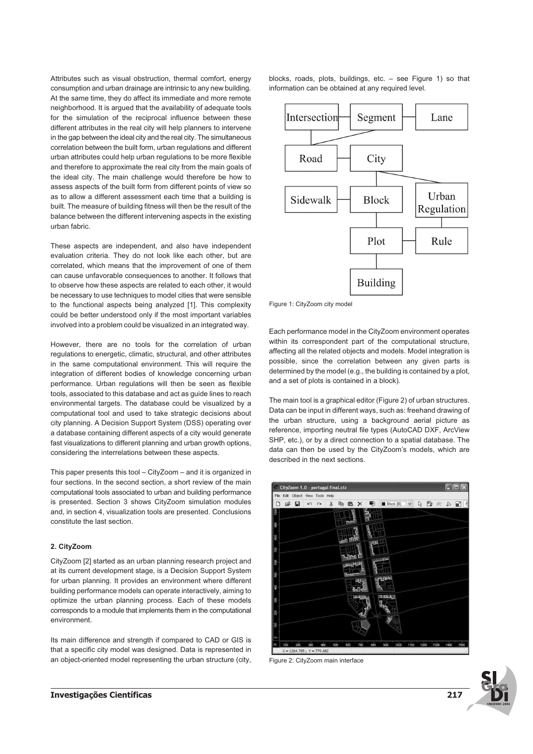Attributes such as visual obstruction, thermal comfort, energy consumption and urban drainage are intrinsic to any new building. At the same time, they do affect its immediate and more remote neighborhood. It is argued that the availability of adequate tools for the simulation of the reciprocal influence between these different attributes in the real city will help planners to intervene in the gap between the ideal city and the real city. The simultaneous correlation between the built form, urban regulations and different urban attributes could help urban regulations to be more flexible and therefore to approximate the real city from the main goals of the ideal city. The main challenge would therefore be how to assess aspects of the built form from different points of view so as to allow a different assessment each time that a building is built. The measure of building fitness will then be the result of the balance between the different intervening aspects in the existing urban fabric.

These aspects are independent, and also have independent evaluation criteria. They do not look like each other, but are correlated, which means that the improvement of one of them can cause unfavorable consequences to another. It follows that to observe how these aspects are related to each other, it would be necessary to use techniques to model cities that were sensible to the functional aspects being analyzed [1]. This complexity could be better understood only if the most important variables involved into a problem could be visualized in an integrated way.

However, there are no tools for the correlation of urban regulations to energetic, climatic, structural, and other attributes in the same computational environment. This will require the integration of different bodies of knowledge concerning urban performance. Urban regulations will then be seen as flexible tools, associated to this database and act as guide lines to reach environmental targets. The database could be visualized by a computational tool and used to take strategic decisions about city planning. A Decision Support System (DSS) operating over a database containing different aspects of a city would generate fast visualizations to different planning and urban growth options, considering the interrelations between these aspects.

This paper presents this tool – CityZoom – and it is organized in four sections. In the second section, a short review of the main computational tools associated to urban and building performance is presented. Section 3 shows CityZoom simulation modules and, in section 4, visualization tools are presented. Conclusions constitute the last section.

## 2. CityZoom

CityZoom [2] started as an urban planning research project and at its current development stage, is a Decision Support System for urban planning. It provides an environment where different building performance models can operate interactively, aiming to optimize the urban planning process. Each of these models corresponds to a module that implements them in the computational environment.

Its main difference and strength if compared to CAD or GIS is that a specific city model was designed. Data is represented in an object-oriented model representing the urban structure (city, blocks, roads, plots, buildings, etc. – see Figure 1) so that information can be obtained at any required level.

Figure 1: CityZoom city model

Each performance model in the CityZoom environment operates within its correspondent part of the computational structure, affecting all the related objects and models. Model integration is possible, since the correlation between any given parts is determined by the model (e.g., the building is contained by a plot, and a set of plots is contained in a block).

The main tool is a graphical editor (Figure 2) of urban structures. Data can be input in different ways, such as: freehand drawing of the urban structure, using a background aerial picture as reference, importing neutral file types (AutoCAD DXF, ArcView SHP, etc.), or by a direct connection to a spatial database. The data can then be used by the CityZoom's models, which are described in the next sections.

Figure 2: CityZoom main interface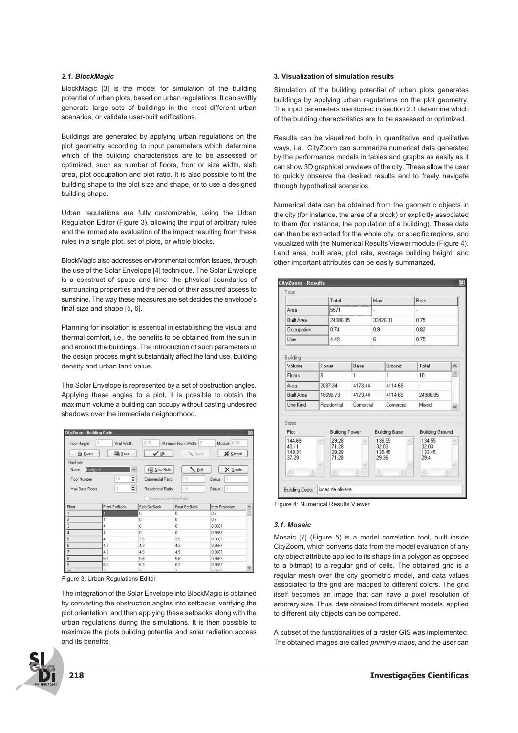### 2.1. BlockMagic

BlockMagic [3] is the model for simulation of the building potential of urban plots, based on urban regulations. It can swiftly generate large sets of buildings in the most different urban scenarios, or validate user-built edifications.

Buildings are generated by applying urban regulations on the plot geometry according to input parameters which determine which of the building characteristics are to be assessed or optimized, such as number of floors, front or size width, slab area, plot occupation and plot ratio. It is also possible to fit the building shape to the plot size and shape, or to use a designed building shape.

Urban regulations are fully customizable, using the Urban Regulation Editor (Figure 3), allowing the input of arbitrary rules and the immediate evaluation of the impact resulting from these rules in a single plot, set of plots, or whole blocks.

BlockMagic also addresses environmental comfort issues, through the use of the Solar Envelope [4] technique. The Solar Envelope is a construct of space and time: the physical boundaries of surrounding properties and the period of their assured access to sunshine. The way these measures are set decides the envelope's final size and shape [5, 6].

Planning for insolation is essential in establishing the visual and thermal comfort, i.e., the benefits to be obtained from the sun in and around the buildings. The introduction of such parameters in the design process might substantially affect the land use, building density and urban land value.

The Solar Envelope is represented by a set of obstruction angles. Applying these angles to a plot, it is possible to obtain the maximum volume a building can occupy without casting undesired shadows over the immediate neighborhood.

Figure 3: Urban Regulations Editor

The integration of the Solar Envelope into BlockMagic is obtained by converting the obstruction angles into setbacks, verifying the plot orientation, and then applying these setbacks along with the urban regulations during the simulations. It is then possible to maximize the plots building potential and solar radiation access and its benefits.

### 3. Visualization of simulation results

Simulation of the building potential of urban plots generates buildings by applying urban regulations on the plot geometry. The input parameters mentioned in section 2.1 determine which of the building characteristics are to be assessed or optimized.

Results can be visualized both in quantitative and qualitative ways, i.e., CityZoom can summarize numerical data generated by the performance models in tables and graphs as easily as it can show 3D graphical previews of the city. These allow the user to quickly observe the desired results and to freely navigate through hypothetical scenarios.

Numerical data can be obtained from the geometric objects in the city (for instance, the area of a block) or explicitly associated to them (for instance, the population of a building). These data can then be extracted for the whole city, or specific regions, and visualized with the Numerical Results Viewer module (Figure 4). Land area, built area, plot rate, average building height, and other important attributes can be easily summarized.

Figure 4: Numerical Results Viewer

### 3.1. Mosaic

Mosaic [7] (Figure 5) is a model correlation tool, built inside CityZoom, which converts data from the model evaluation of any city object attribute applied to its shape (in a polygon as opposed to a bitmap) to a regular grid of cells. The obtained grid is a regular mesh over the city geometric model, and data values associated to the grid are mapped to different colors. The grid itself becomes an image that can have a pixel resolution of arbitrary size. Thus, data obtained from different models, applied to different city objects can be compared.

A subset of the functionalities of a raster GIS was implemented. The obtained images are called *primitive maps*, and the user can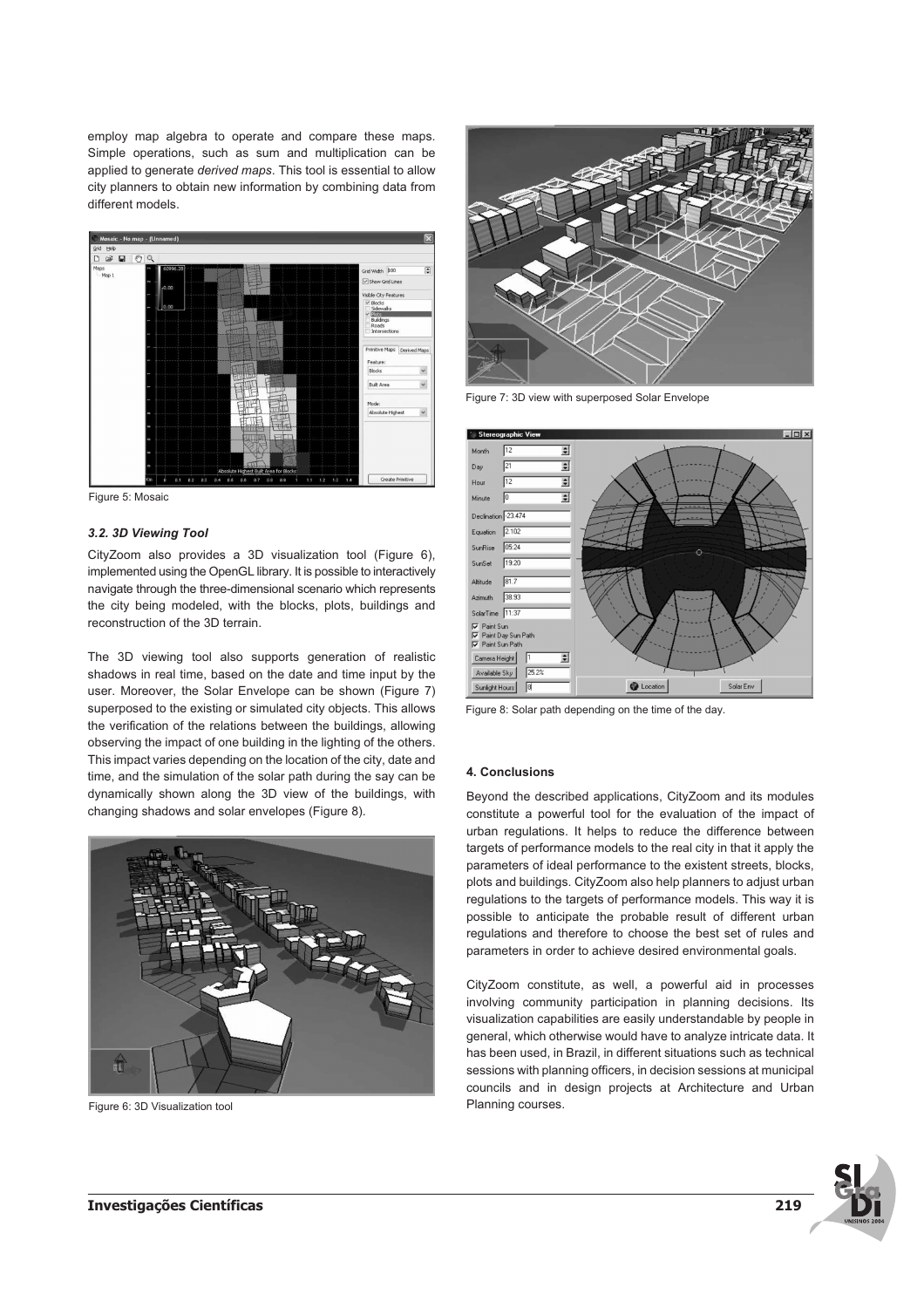employ map algebra to operate and compare these maps. Simple operations, such as sum and multiplication can be applied to generate *derived maps*. This tool is essential to allow city planners to obtain new information by combining data from different models.

Figure 5: Mosaic

### *3.2. 3D Viewing Tool*

CityZoom also provides a 3D visualization tool (Figure 6), implemented using the OpenGL library. It is possible to interactively navigate through the three-dimensional scenario which represents the city being modeled, with the blocks, plots, buildings and reconstruction of the 3D terrain.

The 3D viewing tool also supports generation of realistic shadows in real time, based on the date and time input by the user. Moreover, the Solar Envelope can be shown (Figure 7) superposed to the existing or simulated city objects. This allows the verification of the relations between the buildings, allowing observing the impact of one building in the lighting of the others. This impact varies depending on the location of the city, date and time, and the simulation of the solar path during the say can be dynamically shown along the 3D view of the buildings, with changing shadows and solar envelopes (Figure 8).

Figure 6: 3D Visualization tool

Figure 7: 3D view with superposed Solar Envelope

Figure 8: Solar path depending on the time of the day.

### 4. Conclusions

Beyond the described applications, CityZoom and its modules constitute a powerful tool for the evaluation of the impact of urban regulations. It helps to reduce the difference between targets of performance models to the real city in that it apply the parameters of ideal performance to the existent streets, blocks, plots and buildings. CityZoom also help planners to adjust urban regulations to the targets of performance models. This way it is possible to anticipate the probable result of different urban regulations and therefore to choose the best set of rules and parameters in order to achieve desired environmental goals.

CityZoom constitute, as well, a powerful aid in processes involving community participation in planning decisions. Its visualization capabilities are easily understandable by people in general, which otherwise would have to analyze intricate data. It has been used, in Brazil, in different situations such as technical sessions with planning officers, in decision sessions at municipal councils and in design projects at Architecture and Urban Planning courses.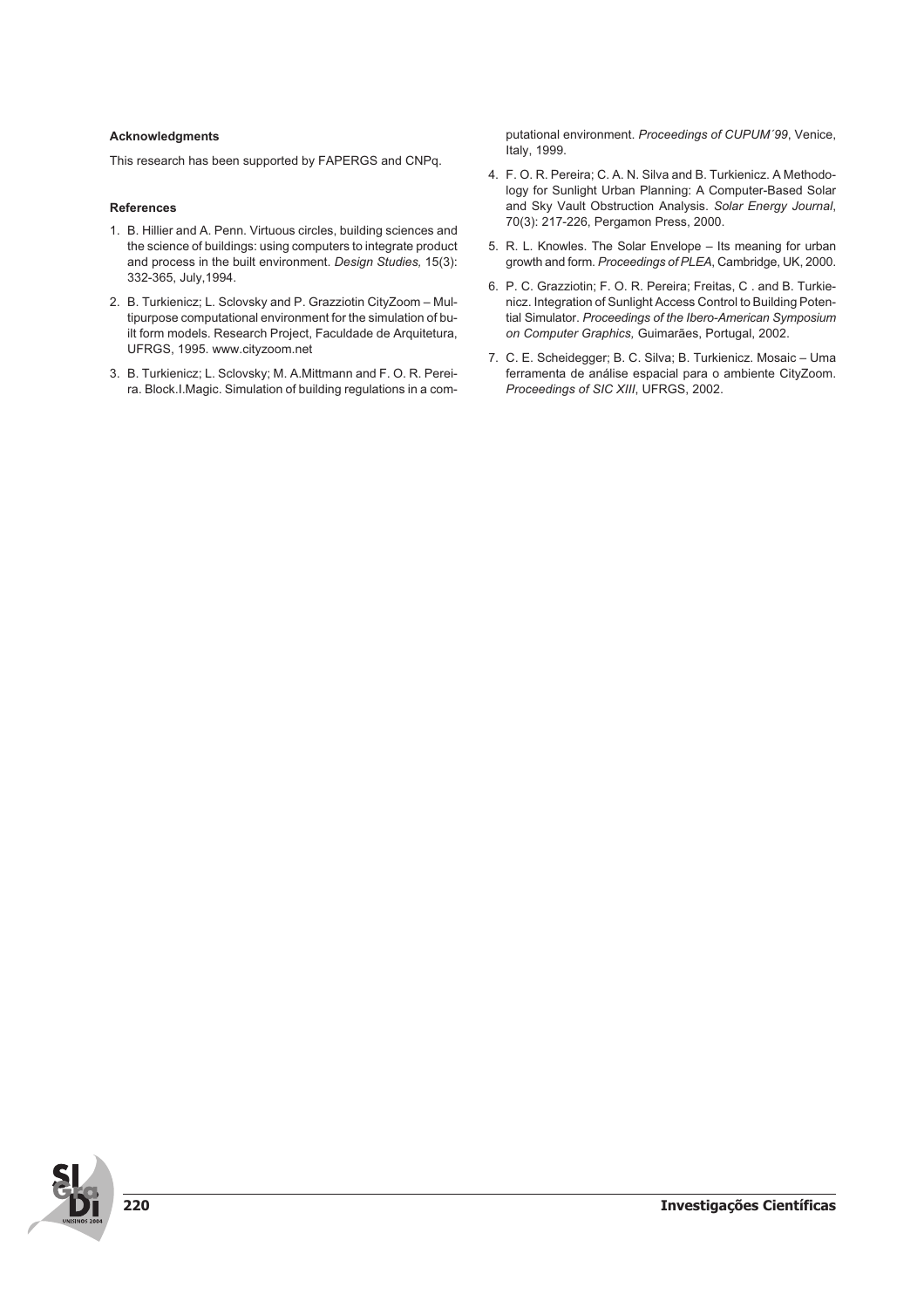**Acknowledgments**

This research has been supported by FAPERGS and CNPq.

**References**

1. B. Hillier and A. Penn. Virtuous circles, building sciences and the science of buildings: using computers to integrate product and process in the built environment. *Design Studies,* 15(3): 332-365, July,1994.
2. B. Turkienicz; L. Sclovsky and P. Grazziotin CityZoom – Multipurpose computational environment for the simulation of built form models. Research Project, Faculdade de Arquitetura, UFRGS, 1995. www.cityzoom.net
3. B. Turkienicz; L. Sclovsky; M. A.Mittmann and F. O. R. Pereira. Block.I.Magic. Simulation of building regulations in a computational environment. *Proceedings of CUPUM´99*, Venice, Italy, 1999.
4. F. O. R. Pereira; C. A. N. Silva and B. Turkienicz. A Methodology for Sunlight Urban Planning: A Computer-Based Solar and Sky Vault Obstruction Analysis. *Solar Energy Journal*, 70(3): 217-226, Pergamon Press, 2000.
5. R. L. Knowles. The Solar Envelope – Its meaning for urban growth and form. *Proceedings of PLEA*, Cambridge, UK, 2000.
6. P. C. Grazziotin; F. O. R. Pereira; Freitas, C . and B. Turkienicz. Integration of Sunlight Access Control to Building Potential Simulator. *Proceedings of the Ibero-American Symposium on Computer Graphics,* Guimarães, Portugal, 2002.
7. C. E. Scheidegger; B. C. Silva; B. Turkienicz. Mosaic – Uma ferramenta de análise espacial para o ambiente CityZoom. *Proceedings of SIC XIII*, UFRGS, 2002.